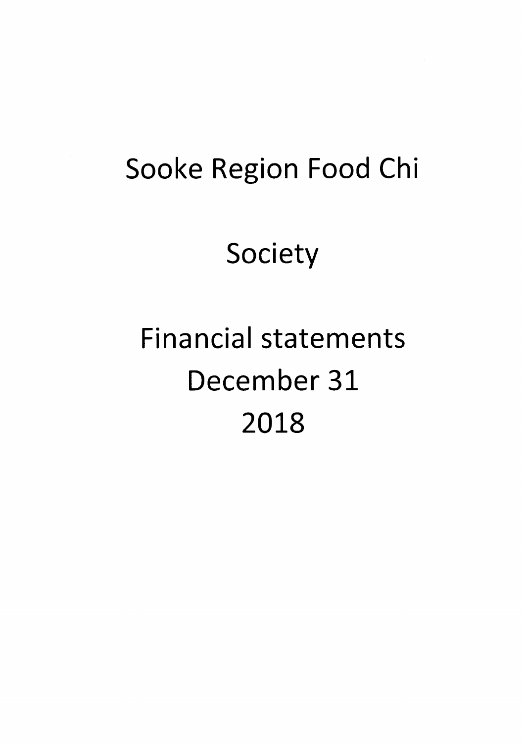# Sooke Region Food Chi

# Society

# Financial statements
# December 31
# 2018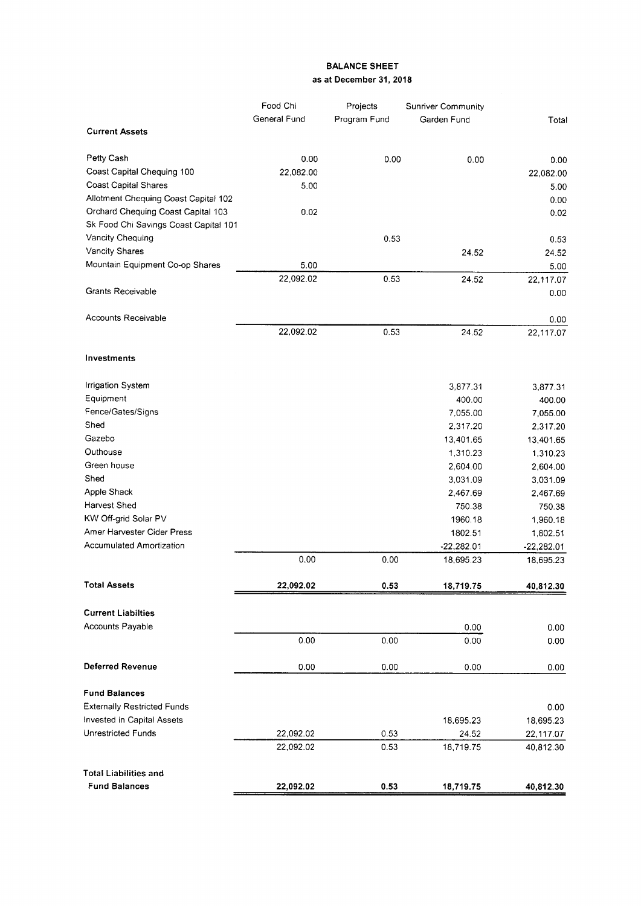# BALANCE SHEET
## as at December 31, 2018

| | Food Chi General Fund | Projects Program Fund | Sunriver Community Garden Fund | Total |
|---|---|---|---|---|
| **Current Assets** | | | | |
| Petty Cash | 0.00 | 0.00 | 0.00 | 0.00 |
| Coast Capital Chequing 100 | 22,082.00 | | | 22,082.00 |
| Coast Capital Shares | 5.00 | | | 5.00 |
| Allotment Chequing Coast Capital 102 | | | | 0.00 |
| Orchard Chequing Coast Capital 103 | 0.02 | | | 0.02 |
| Sk Food Chi Savings Coast Capital 101 | | | | |
| Vancity Chequing | | 0.53 | | 0.53 |
| Vancity Shares | | | 24.52 | 24.52 |
| Mountain Equipment Co-op Shares | 5.00 | | | 5.00 |
| | 22,092.02 | 0.53 | 24.52 | 22,117.07 |
| Grants Receivable | | | | 0.00 |
| Accounts Receivable | | | | 0.00 |
| | 22,092.02 | 0.53 | 24.52 | 22,117.07 |
| **Investments** | | | | |
| Irrigation System | | | 3,877.31 | 3,877.31 |
| Equipment | | | 400.00 | 400.00 |
| Fence/Gates/Signs | | | 7,055.00 | 7,055.00 |
| Shed | | | 2,317.20 | 2,317.20 |
| Gazebo | | | 13,401.65 | 13,401.65 |
| Outhouse | | | 1,310.23 | 1,310.23 |
| Green house | | | 2,604.00 | 2,604.00 |
| Shed | | | 3,031.09 | 3,031.09 |
| Apple Shack | | | 2,467.69 | 2,467.69 |
| Harvest Shed | | | 750.38 | 750.38 |
| KW Off-grid Solar PV | | | 1960.18 | 1,960.18 |
| Amer Harvester Cider Press | | | 1802.51 | 1,802.51 |
| Accumulated Amortization | | | -22,282.01 | -22,282.01 |
| | 0.00 | 0.00 | 18,695.23 | 18,695.23 |
| **Total Assets** | **22,092.02** | **0.53** | **18,719.75** | **40,812.30** |
| **Current Liabilties** | | | | |
| Accounts Payable | | | 0.00 | 0.00 |
| | 0.00 | 0.00 | 0.00 | 0.00 |
| **Deferred Revenue** | 0.00 | 0.00 | 0.00 | 0.00 |
| **Fund Balances** | | | | |
| Externally Restricted Funds | | | | 0.00 |
| Invested in Capital Assets | | | 18,695.23 | 18,695.23 |
| Unrestricted Funds | 22,092.02 | 0.53 | 24.52 | 22,117.07 |
| | 22,092.02 | 0.53 | 18,719.75 | 40,812.30 |
| **Total Liabilities and Fund Balances** | **22,092.02** | **0.53** | **18,719.75** | **40,812.30** |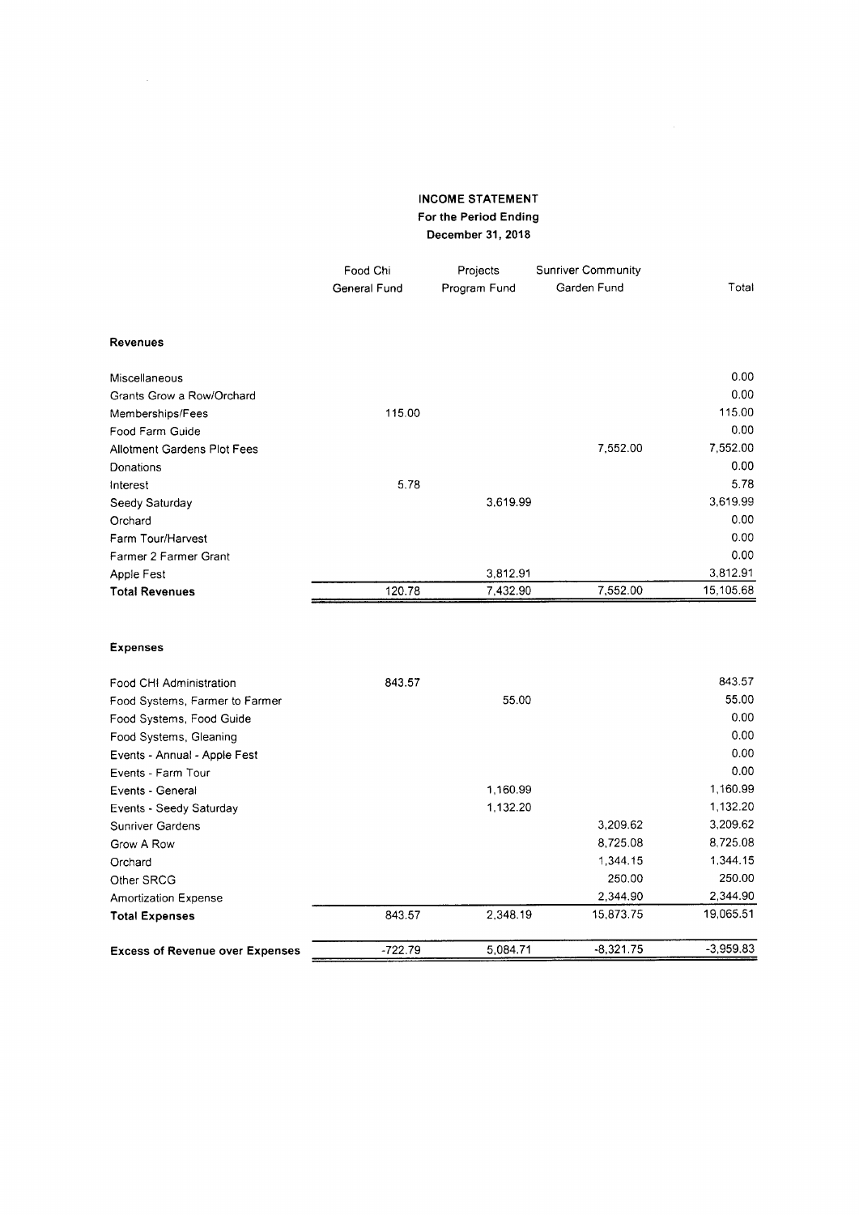## INCOME STATEMENT
### For the Period Ending
### December 31, 2018

| | Food Chi General Fund | Projects Program Fund | Sunriver Community Garden Fund | Total |
|---|---|---|---|---|
| **Revenues** | | | | |
| Miscellaneous | | | | 0.00 |
| Grants Grow a Row/Orchard | | | | 0.00 |
| Memberships/Fees | 115.00 | | | 115.00 |
| Food Farm Guide | | | | 0.00 |
| Allotment Gardens Plot Fees | | | 7,552.00 | 7,552.00 |
| Donations | | | | 0.00 |
| Interest | 5.78 | | | 5.78 |
| Seedy Saturday | | 3,619.99 | | 3,619.99 |
| Orchard | | | | 0.00 |
| Farm Tour/Harvest | | | | 0.00 |
| Farmer 2 Farmer Grant | | | | 0.00 |
| Apple Fest | | 3,812.91 | | 3,812.91 |
| **Total Revenues** | 120.78 | 7,432.90 | 7,552.00 | 15,105.68 |
| **Expenses** | | | | |
| Food CHI Administration | 843.57 | | | 843.57 |
| Food Systems, Farmer to Farmer | | 55.00 | | 55.00 |
| Food Systems, Food Guide | | | | 0.00 |
| Food Systems, Gleaning | | | | 0.00 |
| Events - Annual - Apple Fest | | | | 0.00 |
| Events - Farm Tour | | | | 0.00 |
| Events - General | | 1,160.99 | | 1,160.99 |
| Events - Seedy Saturday | | 1,132.20 | | 1,132.20 |
| Sunriver Gardens | | | 3,209.62 | 3,209.62 |
| Grow A Row | | | 8,725.08 | 8,725.08 |
| Orchard | | | 1,344.15 | 1,344.15 |
| Other SRCG | | | 250.00 | 250.00 |
| Amortization Expense | | | 2,344.90 | 2,344.90 |
| **Total Expenses** | 843.57 | 2,348.19 | 15,873.75 | 19,065.51 |
| **Excess of Revenue over Expenses** | -722.79 | 5,084.71 | -8,321.75 | -3,959.83 |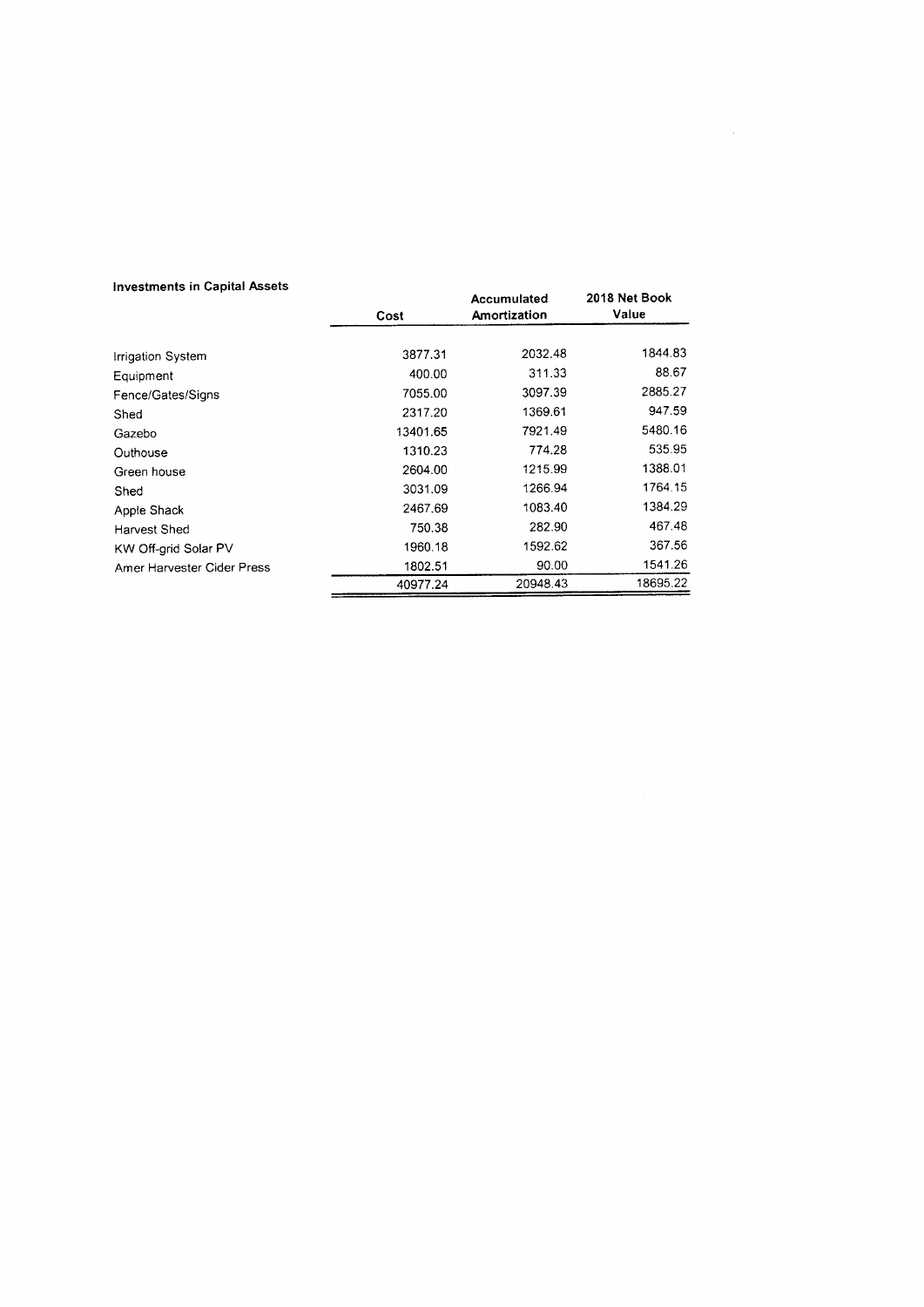**Investments in Capital Assets**

| | Cost | Accumulated Amortization | 2018 Net Book Value |
|---|---|---|---|
| Irrigation System | 3877.31 | 2032.48 | 1844.83 |
| Equipment | 400.00 | 311.33 | 88.67 |
| Fence/Gates/Signs | 7055.00 | 3097.39 | 2885.27 |
| Shed | 2317.20 | 1369.61 | 947.59 |
| Gazebo | 13401.65 | 7921.49 | 5480.16 |
| Outhouse | 1310.23 | 774.28 | 535.95 |
| Green house | 2604.00 | 1215.99 | 1388.01 |
| Shed | 3031.09 | 1266.94 | 1764.15 |
| Apple Shack | 2467.69 | 1083.40 | 1384.29 |
| Harvest Shed | 750.38 | 282.90 | 467.48 |
| KW Off-grid Solar PV | 1960.18 | 1592.62 | 367.56 |
| Amer Harvester Cider Press | 1802.51 | 90.00 | 1541.26 |
| | 40977.24 | 20948.43 | 18695.22 |